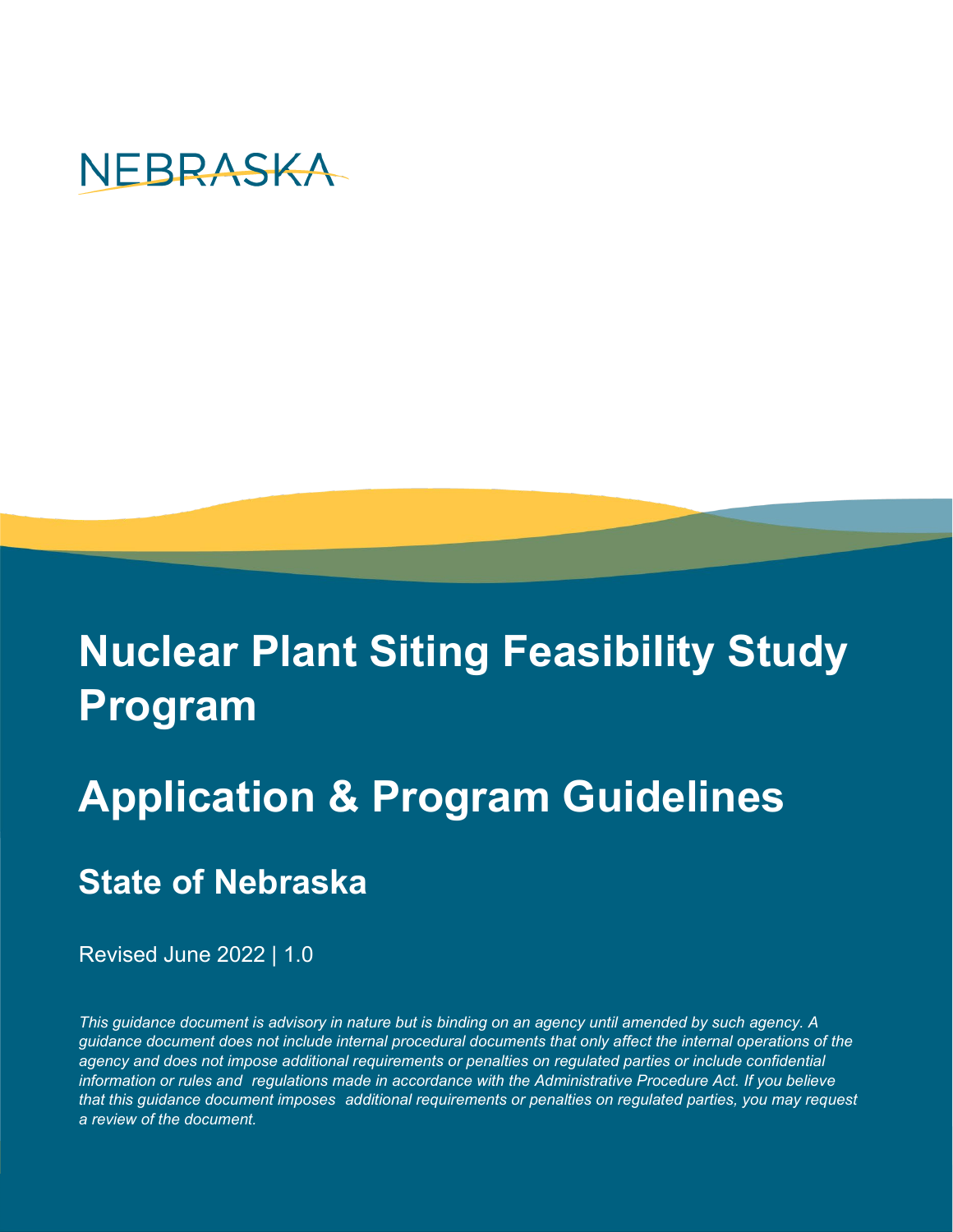NEBRASKA

# Nuclear Plant Siting Feasibility Study Program

# Application & Program Guidelines

## State of Nebraska

Revised June 2022 | 1.0

*This guidance document is advisory in nature but is binding on an agency until amended by such agency. A guidance document does not include internal procedural documents that only affect the internal operations of the agency and does not impose additional requirements or penalties on regulated parties or include confidential information or rules and regulations made in accordance with the Administrative Procedure Act. If you believe that this guidance document imposes additional requirements or penalties on regulated parties, you may request a review of the document.*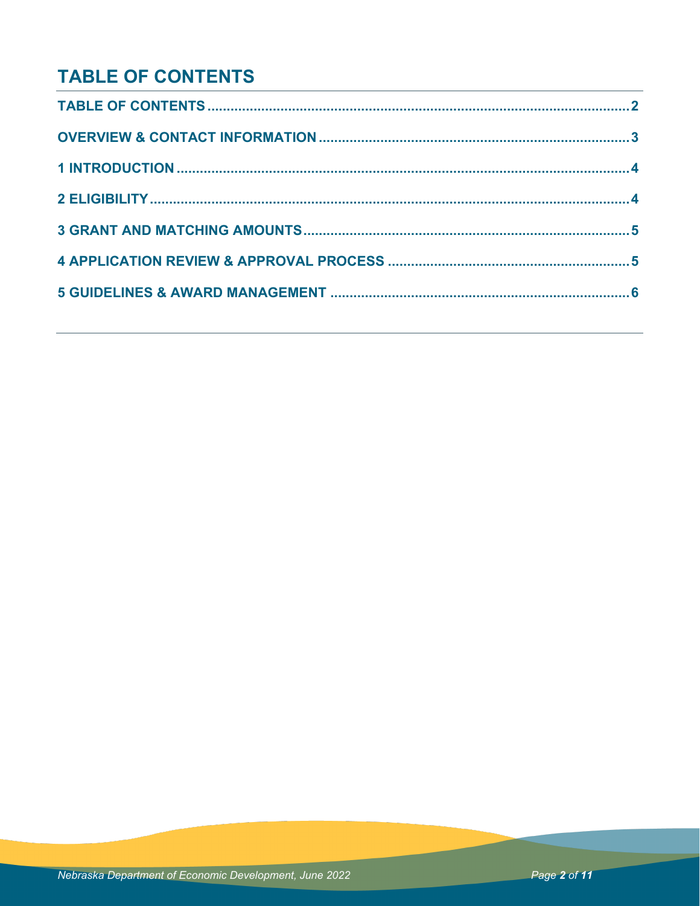# TABLE OF CONTENTS

TABLE OF CONTENTS .......... 2

OVERVIEW & CONTACT INFORMATION .......... 3

1 INTRODUCTION .......... 4

2 ELIGIBILITY .......... 4

3 GRANT AND MATCHING AMOUNTS .......... 5

4 APPLICATION REVIEW & APPROVAL PROCESS .......... 5

5 GUIDELINES & AWARD MANAGEMENT .......... 6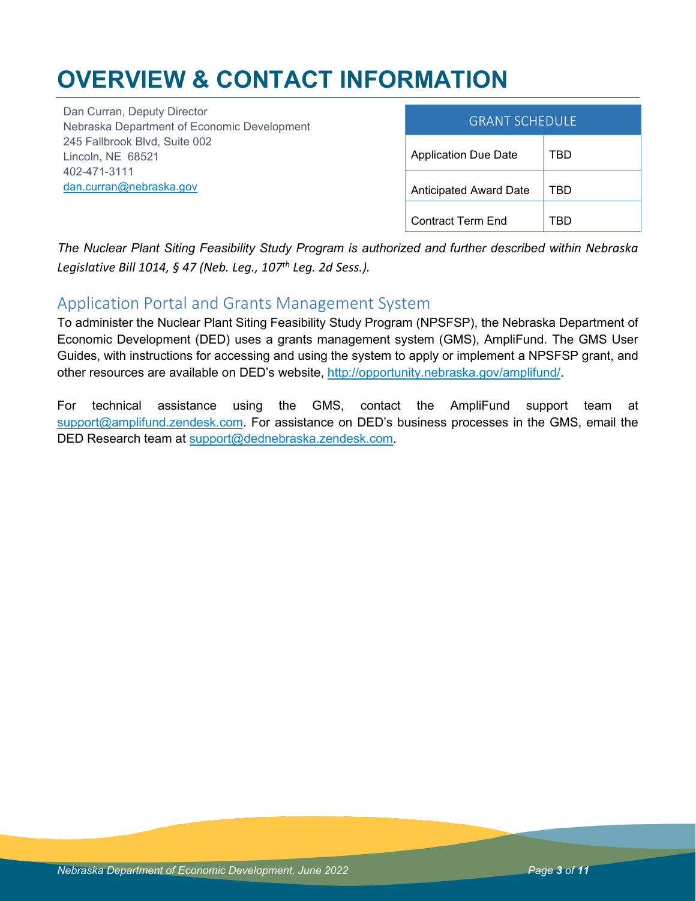# OVERVIEW & CONTACT INFORMATION

Dan Curran, Deputy Director
Nebraska Department of Economic Development
245 Fallbrook Blvd, Suite 002
Lincoln, NE 68521
402-471-3111
dan.curran@nebraska.gov

| GRANT SCHEDULE | |
|---|---|
| Application Due Date | TBD |
| Anticipated Award Date | TBD |
| Contract Term End | TBD |

*The Nuclear Plant Siting Feasibility Study Program is authorized and further described within Nebraska Legislative Bill 1014, § 47 (Neb. Leg., 107th Leg. 2d Sess.).*

## Application Portal and Grants Management System

To administer the Nuclear Plant Siting Feasibility Study Program (NPSFSP), the Nebraska Department of Economic Development (DED) uses a grants management system (GMS), AmpliFund. The GMS User Guides, with instructions for accessing and using the system to apply or implement a NPSFSP grant, and other resources are available on DED's website, http://opportunity.nebraska.gov/amplifund/.

For technical assistance using the GMS, contact the AmpliFund support team at support@amplifund.zendesk.com. For assistance on DED's business processes in the GMS, email the DED Research team at support@dednebraska.zendesk.com.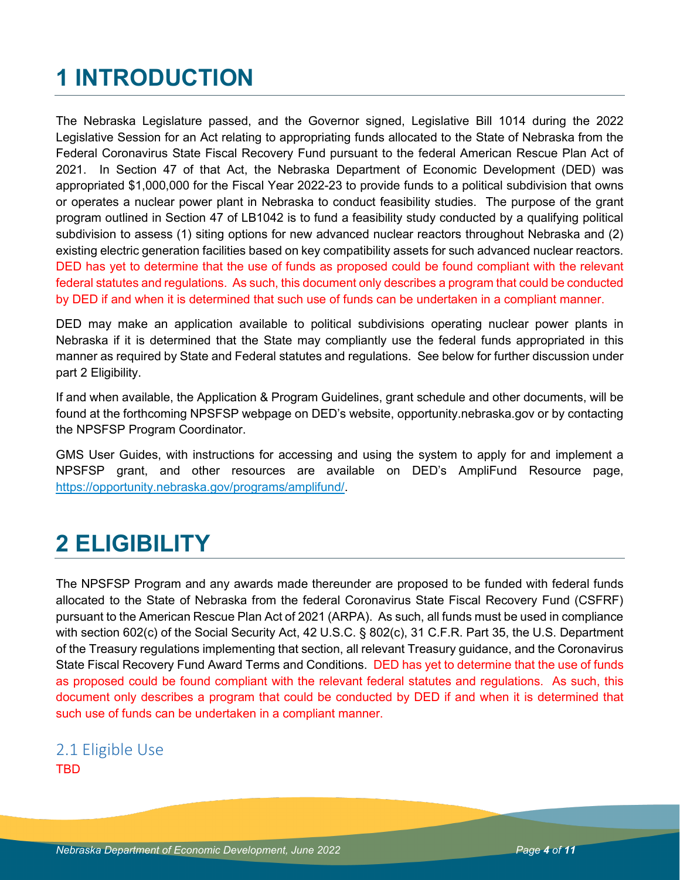# 1 INTRODUCTION

The Nebraska Legislature passed, and the Governor signed, Legislative Bill 1014 during the 2022 Legislative Session for an Act relating to appropriating funds allocated to the State of Nebraska from the Federal Coronavirus State Fiscal Recovery Fund pursuant to the federal American Rescue Plan Act of 2021. In Section 47 of that Act, the Nebraska Department of Economic Development (DED) was appropriated $1,000,000 for the Fiscal Year 2022-23 to provide funds to a political subdivision that owns or operates a nuclear power plant in Nebraska to conduct feasibility studies. The purpose of the grant program outlined in Section 47 of LB1042 is to fund a feasibility study conducted by a qualifying political subdivision to assess (1) siting options for new advanced nuclear reactors throughout Nebraska and (2) existing electric generation facilities based on key compatibility assets for such advanced nuclear reactors. DED has yet to determine that the use of funds as proposed could be found compliant with the relevant federal statutes and regulations. As such, this document only describes a program that could be conducted by DED if and when it is determined that such use of funds can be undertaken in a compliant manner.

DED may make an application available to political subdivisions operating nuclear power plants in Nebraska if it is determined that the State may compliantly use the federal funds appropriated in this manner as required by State and Federal statutes and regulations. See below for further discussion under part 2 Eligibility.

If and when available, the Application & Program Guidelines, grant schedule and other documents, will be found at the forthcoming NPSFSP webpage on DED's website, opportunity.nebraska.gov or by contacting the NPSFSP Program Coordinator.

GMS User Guides, with instructions for accessing and using the system to apply for and implement a NPSFSP grant, and other resources are available on DED's AmpliFund Resource page, https://opportunity.nebraska.gov/programs/amplifund/.

# 2 ELIGIBILITY

The NPSFSP Program and any awards made thereunder are proposed to be funded with federal funds allocated to the State of Nebraska from the federal Coronavirus State Fiscal Recovery Fund (CSFRF) pursuant to the American Rescue Plan Act of 2021 (ARPA). As such, all funds must be used in compliance with section 602(c) of the Social Security Act, 42 U.S.C. § 802(c), 31 C.F.R. Part 35, the U.S. Department of the Treasury regulations implementing that section, all relevant Treasury guidance, and the Coronavirus State Fiscal Recovery Fund Award Terms and Conditions. DED has yet to determine that the use of funds as proposed could be found compliant with the relevant federal statutes and regulations. As such, this document only describes a program that could be conducted by DED if and when it is determined that such use of funds can be undertaken in a compliant manner.

## 2.1 Eligible Use

TBD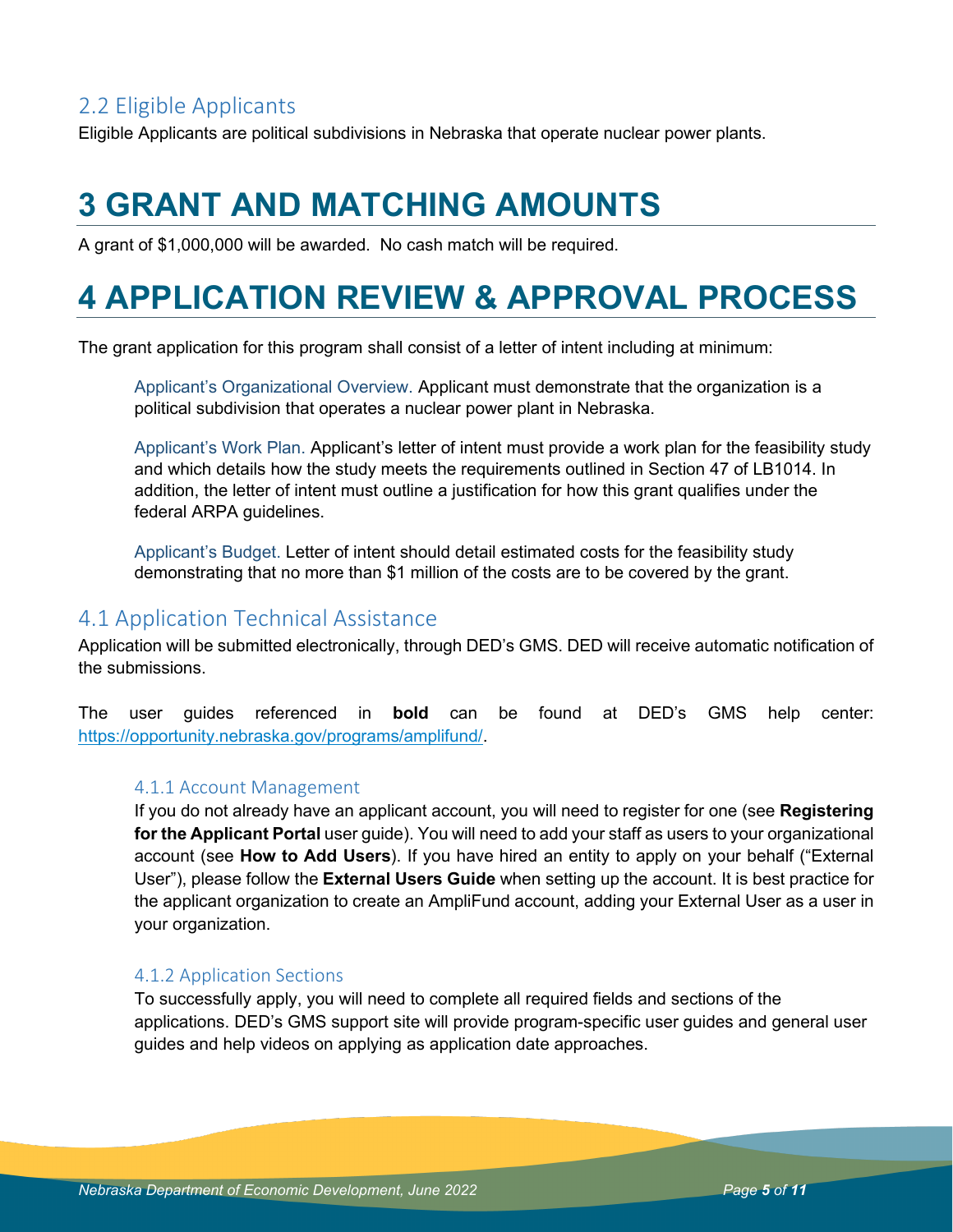## 2.2 Eligible Applicants

Eligible Applicants are political subdivisions in Nebraska that operate nuclear power plants.

# 3 GRANT AND MATCHING AMOUNTS

A grant of $1,000,000 will be awarded. No cash match will be required.

# 4 APPLICATION REVIEW & APPROVAL PROCESS

The grant application for this program shall consist of a letter of intent including at minimum:

Applicant's Organizational Overview. Applicant must demonstrate that the organization is a political subdivision that operates a nuclear power plant in Nebraska.

Applicant's Work Plan. Applicant's letter of intent must provide a work plan for the feasibility study and which details how the study meets the requirements outlined in Section 47 of LB1014. In addition, the letter of intent must outline a justification for how this grant qualifies under the federal ARPA guidelines.

Applicant's Budget. Letter of intent should detail estimated costs for the feasibility study demonstrating that no more than $1 million of the costs are to be covered by the grant.

## 4.1 Application Technical Assistance

Application will be submitted electronically, through DED's GMS. DED will receive automatic notification of the submissions.

The user guides referenced in **bold** can be found at DED's GMS help center: https://opportunity.nebraska.gov/programs/amplifund/.

### 4.1.1 Account Management

If you do not already have an applicant account, you will need to register for one (see **Registering for the Applicant Portal** user guide). You will need to add your staff as users to your organizational account (see **How to Add Users**). If you have hired an entity to apply on your behalf ("External User"), please follow the **External Users Guide** when setting up the account. It is best practice for the applicant organization to create an AmpliFund account, adding your External User as a user in your organization.

### 4.1.2 Application Sections

To successfully apply, you will need to complete all required fields and sections of the applications. DED's GMS support site will provide program-specific user guides and general user guides and help videos on applying as application date approaches.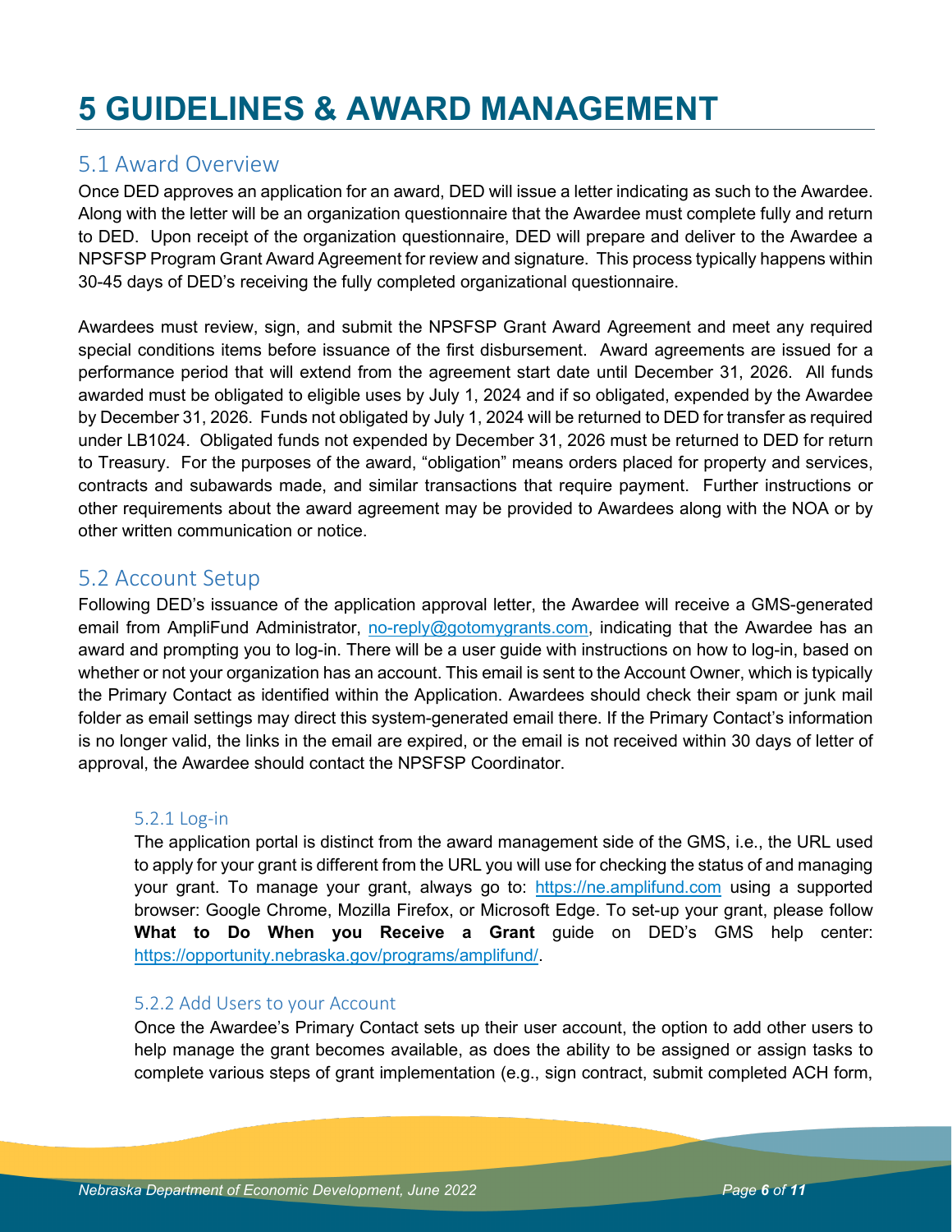# 5 GUIDELINES & AWARD MANAGEMENT

## 5.1 Award Overview

Once DED approves an application for an award, DED will issue a letter indicating as such to the Awardee. Along with the letter will be an organization questionnaire that the Awardee must complete fully and return to DED. Upon receipt of the organization questionnaire, DED will prepare and deliver to the Awardee a NPSFSP Program Grant Award Agreement for review and signature. This process typically happens within 30-45 days of DED's receiving the fully completed organizational questionnaire.

Awardees must review, sign, and submit the NPSFSP Grant Award Agreement and meet any required special conditions items before issuance of the first disbursement. Award agreements are issued for a performance period that will extend from the agreement start date until December 31, 2026. All funds awarded must be obligated to eligible uses by July 1, 2024 and if so obligated, expended by the Awardee by December 31, 2026. Funds not obligated by July 1, 2024 will be returned to DED for transfer as required under LB1024. Obligated funds not expended by December 31, 2026 must be returned to DED for return to Treasury. For the purposes of the award, "obligation" means orders placed for property and services, contracts and subawards made, and similar transactions that require payment. Further instructions or other requirements about the award agreement may be provided to Awardees along with the NOA or by other written communication or notice.

## 5.2 Account Setup

Following DED's issuance of the application approval letter, the Awardee will receive a GMS-generated email from AmpliFund Administrator, no-reply@gotomygrants.com, indicating that the Awardee has an award and prompting you to log-in. There will be a user guide with instructions on how to log-in, based on whether or not your organization has an account. This email is sent to the Account Owner, which is typically the Primary Contact as identified within the Application. Awardees should check their spam or junk mail folder as email settings may direct this system-generated email there. If the Primary Contact's information is no longer valid, the links in the email are expired, or the email is not received within 30 days of letter of approval, the Awardee should contact the NPSFSP Coordinator.

### 5.2.1 Log-in

The application portal is distinct from the award management side of the GMS, i.e., the URL used to apply for your grant is different from the URL you will use for checking the status of and managing your grant. To manage your grant, always go to: https://ne.amplifund.com using a supported browser: Google Chrome, Mozilla Firefox, or Microsoft Edge. To set-up your grant, please follow **What to Do When you Receive a Grant** guide on DED's GMS help center: https://opportunity.nebraska.gov/programs/amplifund/.

### 5.2.2 Add Users to your Account

Once the Awardee's Primary Contact sets up their user account, the option to add other users to help manage the grant becomes available, as does the ability to be assigned or assign tasks to complete various steps of grant implementation (e.g., sign contract, submit completed ACH form,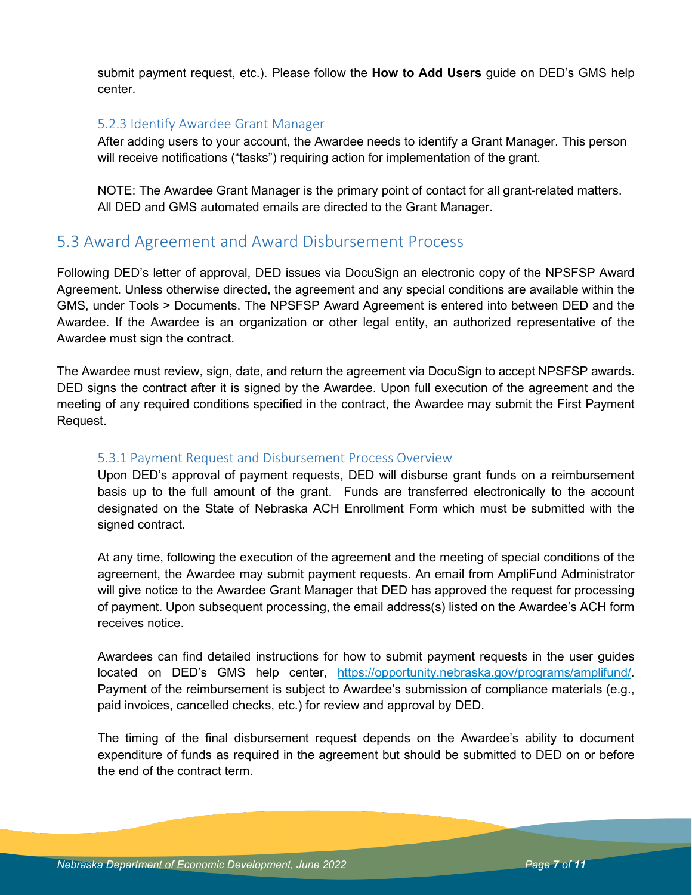submit payment request, etc.). Please follow the **How to Add Users** guide on DED's GMS help center.

### 5.2.3 Identify Awardee Grant Manager

After adding users to your account, the Awardee needs to identify a Grant Manager. This person will receive notifications ("tasks") requiring action for implementation of the grant.

NOTE: The Awardee Grant Manager is the primary point of contact for all grant-related matters. All DED and GMS automated emails are directed to the Grant Manager.

## 5.3 Award Agreement and Award Disbursement Process

Following DED's letter of approval, DED issues via DocuSign an electronic copy of the NPSFSP Award Agreement. Unless otherwise directed, the agreement and any special conditions are available within the GMS, under Tools > Documents. The NPSFSP Award Agreement is entered into between DED and the Awardee. If the Awardee is an organization or other legal entity, an authorized representative of the Awardee must sign the contract.

The Awardee must review, sign, date, and return the agreement via DocuSign to accept NPSFSP awards. DED signs the contract after it is signed by the Awardee. Upon full execution of the agreement and the meeting of any required conditions specified in the contract, the Awardee may submit the First Payment Request.

### 5.3.1 Payment Request and Disbursement Process Overview

Upon DED's approval of payment requests, DED will disburse grant funds on a reimbursement basis up to the full amount of the grant. Funds are transferred electronically to the account designated on the State of Nebraska ACH Enrollment Form which must be submitted with the signed contract.

At any time, following the execution of the agreement and the meeting of special conditions of the agreement, the Awardee may submit payment requests. An email from AmpliFund Administrator will give notice to the Awardee Grant Manager that DED has approved the request for processing of payment. Upon subsequent processing, the email address(s) listed on the Awardee's ACH form receives notice.

Awardees can find detailed instructions for how to submit payment requests in the user guides located on DED's GMS help center, https://opportunity.nebraska.gov/programs/amplifund/. Payment of the reimbursement is subject to Awardee's submission of compliance materials (e.g., paid invoices, cancelled checks, etc.) for review and approval by DED.

The timing of the final disbursement request depends on the Awardee's ability to document expenditure of funds as required in the agreement but should be submitted to DED on or before the end of the contract term.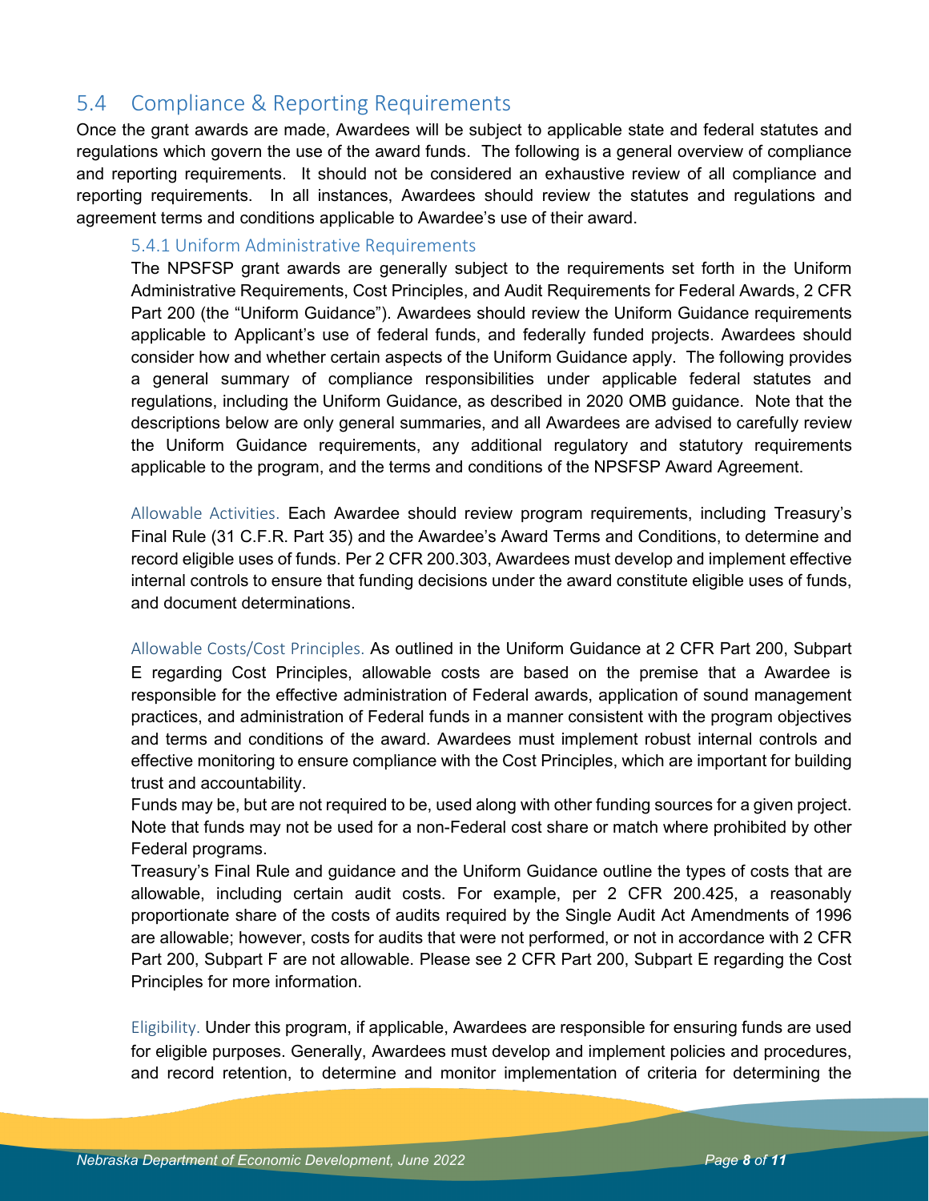## 5.4 Compliance & Reporting Requirements

Once the grant awards are made, Awardees will be subject to applicable state and federal statutes and regulations which govern the use of the award funds. The following is a general overview of compliance and reporting requirements. It should not be considered an exhaustive review of all compliance and reporting requirements. In all instances, Awardees should review the statutes and regulations and agreement terms and conditions applicable to Awardee's use of their award.

### 5.4.1 Uniform Administrative Requirements

The NPSFSP grant awards are generally subject to the requirements set forth in the Uniform Administrative Requirements, Cost Principles, and Audit Requirements for Federal Awards, 2 CFR Part 200 (the "Uniform Guidance"). Awardees should review the Uniform Guidance requirements applicable to Applicant's use of federal funds, and federally funded projects. Awardees should consider how and whether certain aspects of the Uniform Guidance apply. The following provides a general summary of compliance responsibilities under applicable federal statutes and regulations, including the Uniform Guidance, as described in 2020 OMB guidance. Note that the descriptions below are only general summaries, and all Awardees are advised to carefully review the Uniform Guidance requirements, any additional regulatory and statutory requirements applicable to the program, and the terms and conditions of the NPSFSP Award Agreement.

Allowable Activities. Each Awardee should review program requirements, including Treasury's Final Rule (31 C.F.R. Part 35) and the Awardee's Award Terms and Conditions, to determine and record eligible uses of funds. Per 2 CFR 200.303, Awardees must develop and implement effective internal controls to ensure that funding decisions under the award constitute eligible uses of funds, and document determinations.

Allowable Costs/Cost Principles. As outlined in the Uniform Guidance at 2 CFR Part 200, Subpart E regarding Cost Principles, allowable costs are based on the premise that a Awardee is responsible for the effective administration of Federal awards, application of sound management practices, and administration of Federal funds in a manner consistent with the program objectives and terms and conditions of the award. Awardees must implement robust internal controls and effective monitoring to ensure compliance with the Cost Principles, which are important for building trust and accountability.

Funds may be, but are not required to be, used along with other funding sources for a given project. Note that funds may not be used for a non-Federal cost share or match where prohibited by other Federal programs.

Treasury's Final Rule and guidance and the Uniform Guidance outline the types of costs that are allowable, including certain audit costs. For example, per 2 CFR 200.425, a reasonably proportionate share of the costs of audits required by the Single Audit Act Amendments of 1996 are allowable; however, costs for audits that were not performed, or not in accordance with 2 CFR Part 200, Subpart F are not allowable. Please see 2 CFR Part 200, Subpart E regarding the Cost Principles for more information.

Eligibility. Under this program, if applicable, Awardees are responsible for ensuring funds are used for eligible purposes. Generally, Awardees must develop and implement policies and procedures, and record retention, to determine and monitor implementation of criteria for determining the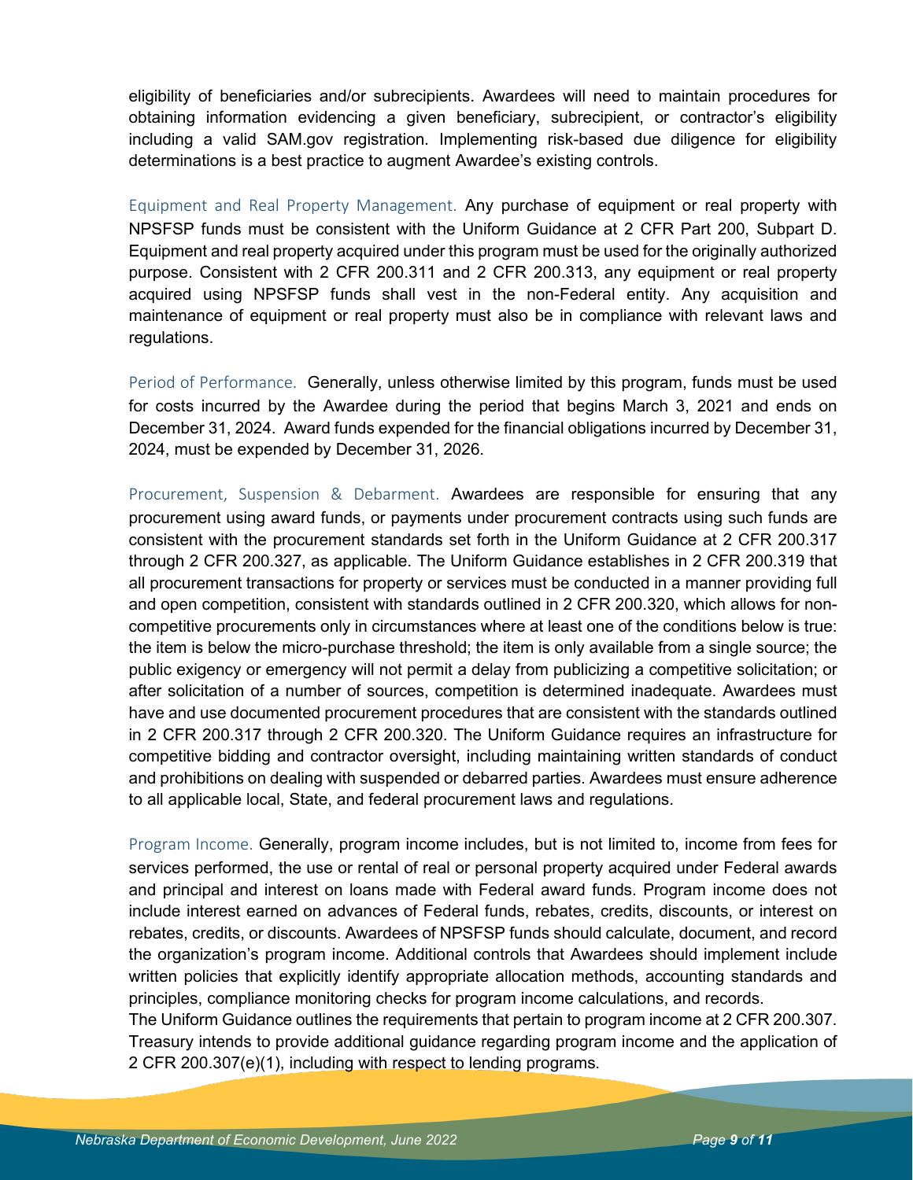eligibility of beneficiaries and/or subrecipients. Awardees will need to maintain procedures for obtaining information evidencing a given beneficiary, subrecipient, or contractor's eligibility including a valid SAM.gov registration. Implementing risk-based due diligence for eligibility determinations is a best practice to augment Awardee's existing controls.

Equipment and Real Property Management. Any purchase of equipment or real property with NPSFSP funds must be consistent with the Uniform Guidance at 2 CFR Part 200, Subpart D. Equipment and real property acquired under this program must be used for the originally authorized purpose. Consistent with 2 CFR 200.311 and 2 CFR 200.313, any equipment or real property acquired using NPSFSP funds shall vest in the non-Federal entity. Any acquisition and maintenance of equipment or real property must also be in compliance with relevant laws and regulations.

Period of Performance. Generally, unless otherwise limited by this program, funds must be used for costs incurred by the Awardee during the period that begins March 3, 2021 and ends on December 31, 2024. Award funds expended for the financial obligations incurred by December 31, 2024, must be expended by December 31, 2026.

Procurement, Suspension & Debarment. Awardees are responsible for ensuring that any procurement using award funds, or payments under procurement contracts using such funds are consistent with the procurement standards set forth in the Uniform Guidance at 2 CFR 200.317 through 2 CFR 200.327, as applicable. The Uniform Guidance establishes in 2 CFR 200.319 that all procurement transactions for property or services must be conducted in a manner providing full and open competition, consistent with standards outlined in 2 CFR 200.320, which allows for non-competitive procurements only in circumstances where at least one of the conditions below is true: the item is below the micro-purchase threshold; the item is only available from a single source; the public exigency or emergency will not permit a delay from publicizing a competitive solicitation; or after solicitation of a number of sources, competition is determined inadequate. Awardees must have and use documented procurement procedures that are consistent with the standards outlined in 2 CFR 200.317 through 2 CFR 200.320. The Uniform Guidance requires an infrastructure for competitive bidding and contractor oversight, including maintaining written standards of conduct and prohibitions on dealing with suspended or debarred parties. Awardees must ensure adherence to all applicable local, State, and federal procurement laws and regulations.

Program Income. Generally, program income includes, but is not limited to, income from fees for services performed, the use or rental of real or personal property acquired under Federal awards and principal and interest on loans made with Federal award funds. Program income does not include interest earned on advances of Federal funds, rebates, credits, discounts, or interest on rebates, credits, or discounts. Awardees of NPSFSP funds should calculate, document, and record the organization's program income. Additional controls that Awardees should implement include written policies that explicitly identify appropriate allocation methods, accounting standards and principles, compliance monitoring checks for program income calculations, and records.
The Uniform Guidance outlines the requirements that pertain to program income at 2 CFR 200.307. Treasury intends to provide additional guidance regarding program income and the application of 2 CFR 200.307(e)(1), including with respect to lending programs.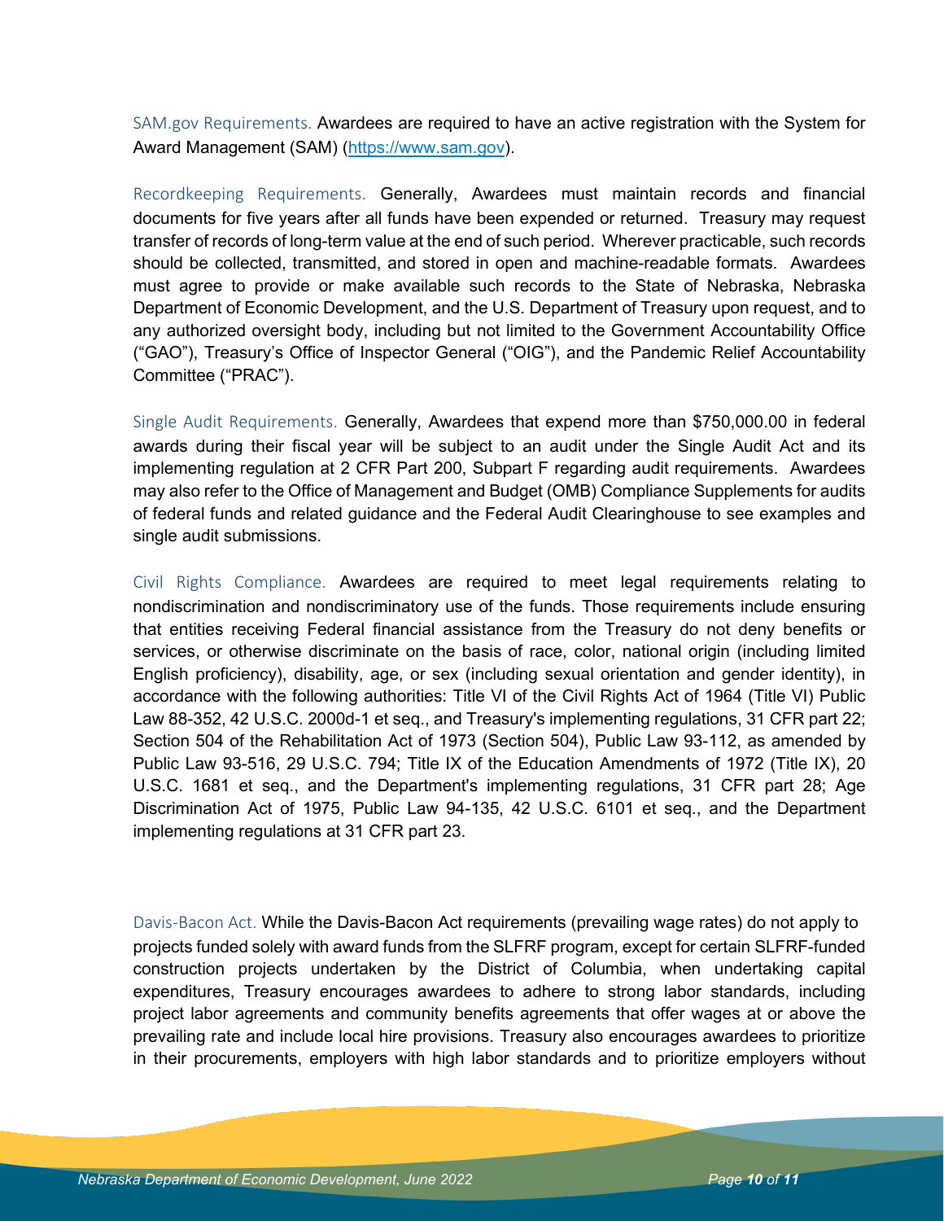SAM.gov Requirements. Awardees are required to have an active registration with the System for Award Management (SAM) (https://www.sam.gov).

Recordkeeping Requirements. Generally, Awardees must maintain records and financial documents for five years after all funds have been expended or returned. Treasury may request transfer of records of long-term value at the end of such period. Wherever practicable, such records should be collected, transmitted, and stored in open and machine-readable formats. Awardees must agree to provide or make available such records to the State of Nebraska, Nebraska Department of Economic Development, and the U.S. Department of Treasury upon request, and to any authorized oversight body, including but not limited to the Government Accountability Office ("GAO"), Treasury's Office of Inspector General ("OIG"), and the Pandemic Relief Accountability Committee ("PRAC").

Single Audit Requirements. Generally, Awardees that expend more than $750,000.00 in federal awards during their fiscal year will be subject to an audit under the Single Audit Act and its implementing regulation at 2 CFR Part 200, Subpart F regarding audit requirements. Awardees may also refer to the Office of Management and Budget (OMB) Compliance Supplements for audits of federal funds and related guidance and the Federal Audit Clearinghouse to see examples and single audit submissions.

Civil Rights Compliance. Awardees are required to meet legal requirements relating to nondiscrimination and nondiscriminatory use of the funds. Those requirements include ensuring that entities receiving Federal financial assistance from the Treasury do not deny benefits or services, or otherwise discriminate on the basis of race, color, national origin (including limited English proficiency), disability, age, or sex (including sexual orientation and gender identity), in accordance with the following authorities: Title VI of the Civil Rights Act of 1964 (Title VI) Public Law 88-352, 42 U.S.C. 2000d-1 et seq., and Treasury's implementing regulations, 31 CFR part 22; Section 504 of the Rehabilitation Act of 1973 (Section 504), Public Law 93-112, as amended by Public Law 93-516, 29 U.S.C. 794; Title IX of the Education Amendments of 1972 (Title IX), 20 U.S.C. 1681 et seq., and the Department's implementing regulations, 31 CFR part 28; Age Discrimination Act of 1975, Public Law 94-135, 42 U.S.C. 6101 et seq., and the Department implementing regulations at 31 CFR part 23.

Davis-Bacon Act. While the Davis-Bacon Act requirements (prevailing wage rates) do not apply to projects funded solely with award funds from the SLFRF program, except for certain SLFRF-funded construction projects undertaken by the District of Columbia, when undertaking capital expenditures, Treasury encourages awardees to adhere to strong labor standards, including project labor agreements and community benefits agreements that offer wages at or above the prevailing rate and include local hire provisions. Treasury also encourages awardees to prioritize in their procurements, employers with high labor standards and to prioritize employers without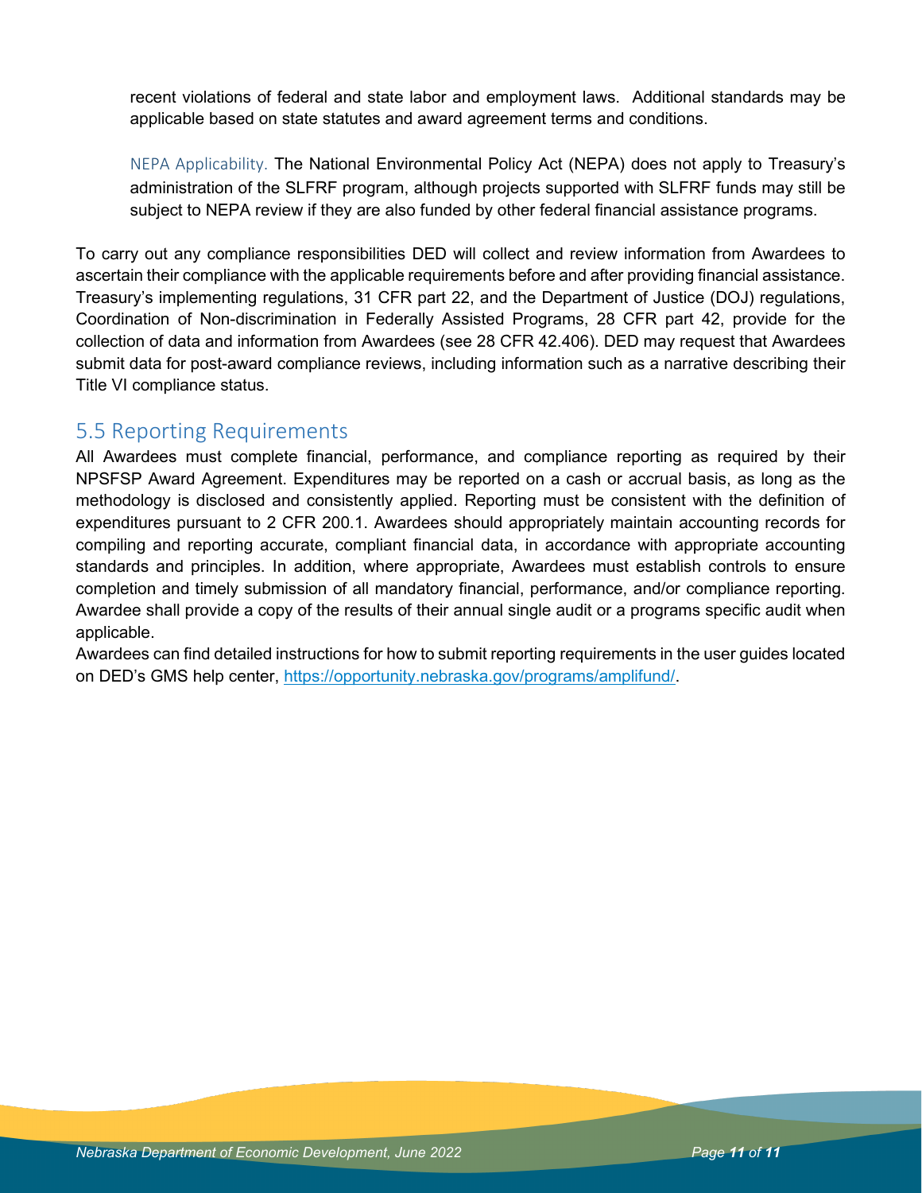recent violations of federal and state labor and employment laws. Additional standards may be applicable based on state statutes and award agreement terms and conditions.

NEPA Applicability. The National Environmental Policy Act (NEPA) does not apply to Treasury's administration of the SLFRF program, although projects supported with SLFRF funds may still be subject to NEPA review if they are also funded by other federal financial assistance programs.

To carry out any compliance responsibilities DED will collect and review information from Awardees to ascertain their compliance with the applicable requirements before and after providing financial assistance. Treasury's implementing regulations, 31 CFR part 22, and the Department of Justice (DOJ) regulations, Coordination of Non-discrimination in Federally Assisted Programs, 28 CFR part 42, provide for the collection of data and information from Awardees (see 28 CFR 42.406). DED may request that Awardees submit data for post-award compliance reviews, including information such as a narrative describing their Title VI compliance status.

## 5.5 Reporting Requirements

All Awardees must complete financial, performance, and compliance reporting as required by their NPSFSP Award Agreement. Expenditures may be reported on a cash or accrual basis, as long as the methodology is disclosed and consistently applied. Reporting must be consistent with the definition of expenditures pursuant to 2 CFR 200.1. Awardees should appropriately maintain accounting records for compiling and reporting accurate, compliant financial data, in accordance with appropriate accounting standards and principles. In addition, where appropriate, Awardees must establish controls to ensure completion and timely submission of all mandatory financial, performance, and/or compliance reporting. Awardee shall provide a copy of the results of their annual single audit or a programs specific audit when applicable.

Awardees can find detailed instructions for how to submit reporting requirements in the user guides located on DED's GMS help center, https://opportunity.nebraska.gov/programs/amplifund/.